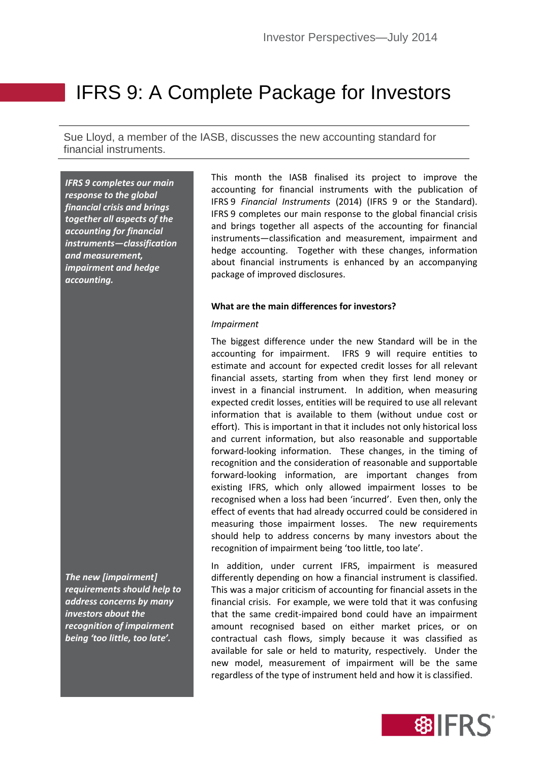# IFRS 9: A Complete Package for Investors

Sue Lloyd, a member of the IASB, discusses the new accounting standard for financial instruments.

***IFRS 9 completes our main response to the global financial crisis and brings together all aspects of the accounting for financial instruments—classification and measurement, impairment and hedge accounting.***

This month the IASB finalised its project to improve the accounting for financial instruments with the publication of IFRS 9 *Financial Instruments* (2014) (IFRS 9 or the Standard). IFRS 9 completes our main response to the global financial crisis and brings together all aspects of the accounting for financial instruments—classification and measurement, impairment and hedge accounting. Together with these changes, information about financial instruments is enhanced by an accompanying package of improved disclosures.

**What are the main differences for investors?**

*Impairment*

The biggest difference under the new Standard will be in the accounting for impairment. IFRS 9 will require entities to estimate and account for expected credit losses for all relevant financial assets, starting from when they first lend money or invest in a financial instrument. In addition, when measuring expected credit losses, entities will be required to use all relevant information that is available to them (without undue cost or effort). This is important in that it includes not only historical loss and current information, but also reasonable and supportable forward-looking information. These changes, in the timing of recognition and the consideration of reasonable and supportable forward-looking information, are important changes from existing IFRS, which only allowed impairment losses to be recognised when a loss had been 'incurred'. Even then, only the effect of events that had already occurred could be considered in measuring those impairment losses. The new requirements should help to address concerns by many investors about the recognition of impairment being 'too little, too late'.

***The new [impairment] requirements should help to address concerns by many investors about the recognition of impairment being 'too little, too late'.***

In addition, under current IFRS, impairment is measured differently depending on how a financial instrument is classified. This was a major criticism of accounting for financial assets in the financial crisis. For example, we were told that it was confusing that the same credit-impaired bond could have an impairment amount recognised based on either market prices, or on contractual cash flows, simply because it was classified as available for sale or held to maturity, respectively. Under the new model, measurement of impairment will be the same regardless of the type of instrument held and how it is classified.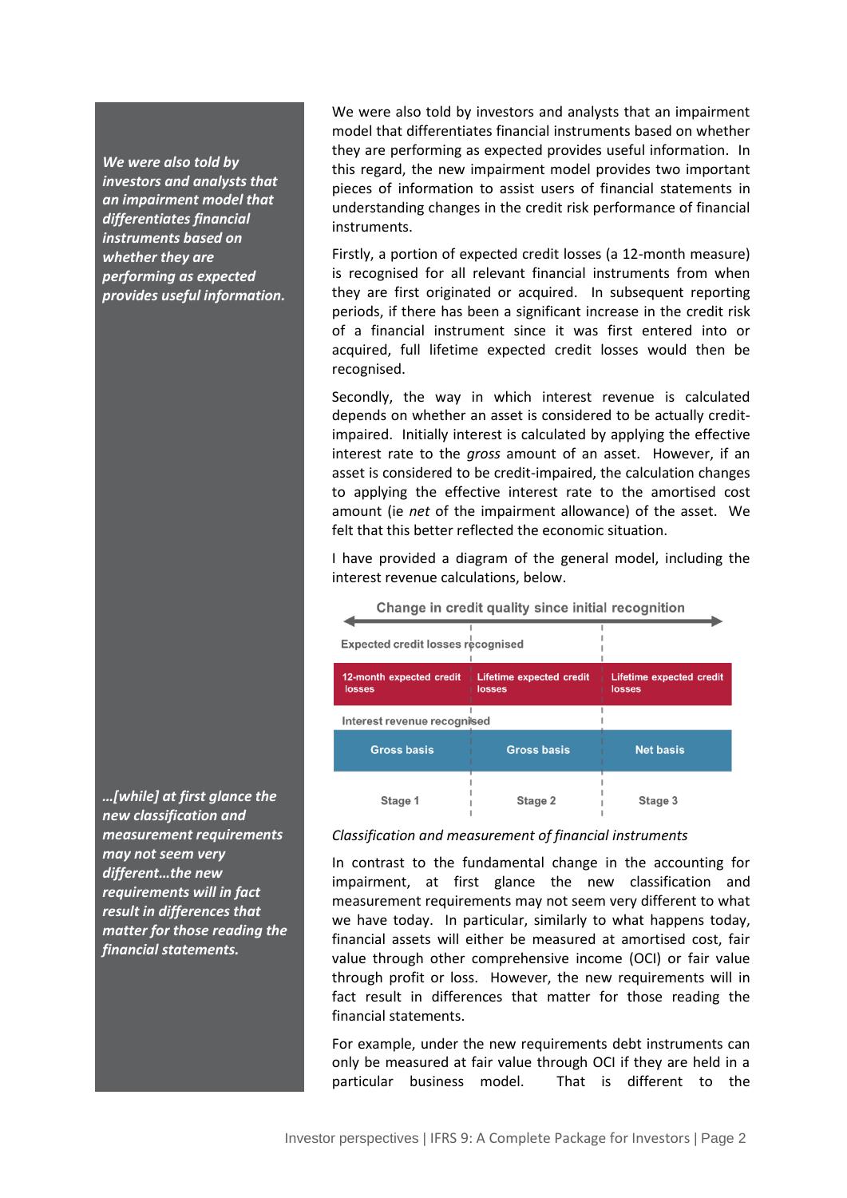*We were also told by investors and analysts that an impairment model that differentiates financial instruments based on whether they are performing as expected provides useful information.*

We were also told by investors and analysts that an impairment model that differentiates financial instruments based on whether they are performing as expected provides useful information. In this regard, the new impairment model provides two important pieces of information to assist users of financial statements in understanding changes in the credit risk performance of financial instruments.

Firstly, a portion of expected credit losses (a 12-month measure) is recognised for all relevant financial instruments from when they are first originated or acquired. In subsequent reporting periods, if there has been a significant increase in the credit risk of a financial instrument since it was first entered into or acquired, full lifetime expected credit losses would then be recognised.

Secondly, the way in which interest revenue is calculated depends on whether an asset is considered to be actually credit-impaired. Initially interest is calculated by applying the effective interest rate to the *gross* amount of an asset. However, if an asset is considered to be credit-impaired, the calculation changes to applying the effective interest rate to the amortised cost amount (ie *net* of the impairment allowance) of the asset. We felt that this better reflected the economic situation.

I have provided a diagram of the general model, including the interest revenue calculations, below.

**Change in credit quality since initial recognition**

| | Stage 1 | Stage 2 | Stage 3 |
|---|---|---|---|
| Expected credit losses recognised | 12-month expected credit losses | Lifetime expected credit losses | Lifetime expected credit losses |
| Interest revenue recognised | Gross basis | Gross basis | Net basis |

*…[while] at first glance the new classification and measurement requirements may not seem very different…the new requirements will in fact result in differences that matter for those reading the financial statements.*

*Classification and measurement of financial instruments*

In contrast to the fundamental change in the accounting for impairment, at first glance the new classification and measurement requirements may not seem very different to what we have today. In particular, similarly to what happens today, financial assets will either be measured at amortised cost, fair value through other comprehensive income (OCI) or fair value through profit or loss. However, the new requirements will in fact result in differences that matter for those reading the financial statements.

For example, under the new requirements debt instruments can only be measured at fair value through OCI if they are held in a particular business model. That is different to the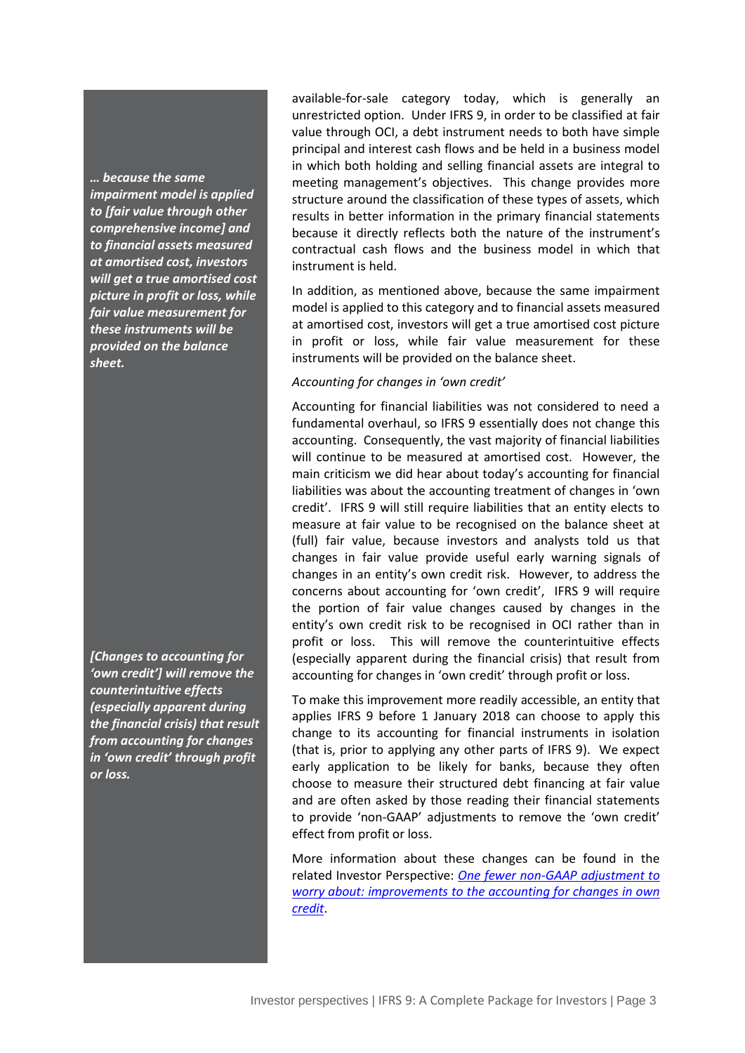*... because the same impairment model is applied to [fair value through other comprehensive income] and to financial assets measured at amortised cost, investors will get a true amortised cost picture in profit or loss, while fair value measurement for these instruments will be provided on the balance sheet.*

available-for-sale category today, which is generally an unrestricted option. Under IFRS 9, in order to be classified at fair value through OCI, a debt instrument needs to both have simple principal and interest cash flows and be held in a business model in which both holding and selling financial assets are integral to meeting management's objectives. This change provides more structure around the classification of these types of assets, which results in better information in the primary financial statements because it directly reflects both the nature of the instrument's contractual cash flows and the business model in which that instrument is held.

In addition, as mentioned above, because the same impairment model is applied to this category and to financial assets measured at amortised cost, investors will get a true amortised cost picture in profit or loss, while fair value measurement for these instruments will be provided on the balance sheet.

*Accounting for changes in 'own credit'*

Accounting for financial liabilities was not considered to need a fundamental overhaul, so IFRS 9 essentially does not change this accounting. Consequently, the vast majority of financial liabilities will continue to be measured at amortised cost. However, the main criticism we did hear about today's accounting for financial liabilities was about the accounting treatment of changes in 'own credit'. IFRS 9 will still require liabilities that an entity elects to measure at fair value to be recognised on the balance sheet at (full) fair value, because investors and analysts told us that changes in fair value provide useful early warning signals of changes in an entity's own credit risk. However, to address the concerns about accounting for 'own credit', IFRS 9 will require the portion of fair value changes caused by changes in the entity's own credit risk to be recognised in OCI rather than in profit or loss. This will remove the counterintuitive effects (especially apparent during the financial crisis) that result from accounting for changes in 'own credit' through profit or loss.

*[Changes to accounting for 'own credit'] will remove the counterintuitive effects (especially apparent during the financial crisis) that result from accounting for changes in 'own credit' through profit or loss.*

To make this improvement more readily accessible, an entity that applies IFRS 9 before 1 January 2018 can choose to apply this change to its accounting for financial instruments in isolation (that is, prior to applying any other parts of IFRS 9). We expect early application to be likely for banks, because they often choose to measure their structured debt financing at fair value and are often asked by those reading their financial statements to provide 'non-GAAP' adjustments to remove the 'own credit' effect from profit or loss.

More information about these changes can be found in the related Investor Perspective: *One fewer non-GAAP adjustment to worry about: improvements to the accounting for changes in own credit*.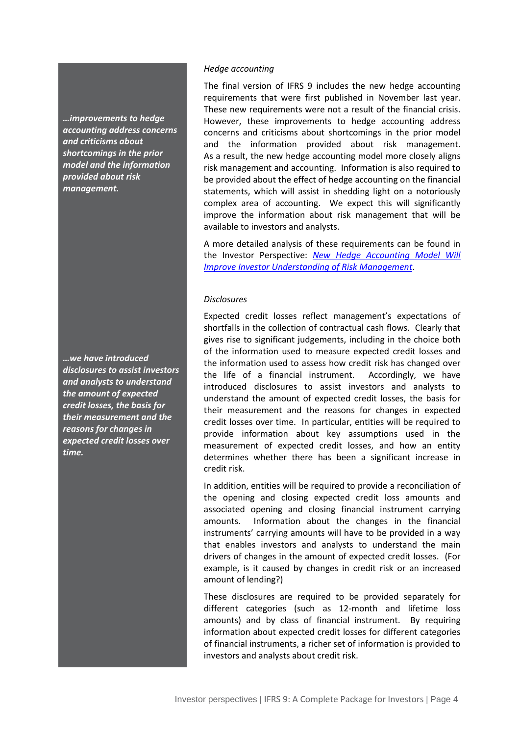*…improvements to hedge accounting address concerns and criticisms about shortcomings in the prior model and the information provided about risk management.*

### *Hedge accounting*

The final version of IFRS 9 includes the new hedge accounting requirements that were first published in November last year. These new requirements were not a result of the financial crisis. However, these improvements to hedge accounting address concerns and criticisms about shortcomings in the prior model and the information provided about risk management. As a result, the new hedge accounting model more closely aligns risk management and accounting. Information is also required to be provided about the effect of hedge accounting on the financial statements, which will assist in shedding light on a notoriously complex area of accounting. We expect this will significantly improve the information about risk management that will be available to investors and analysts.

A more detailed analysis of these requirements can be found in the Investor Perspective: *New Hedge Accounting Model Will Improve Investor Understanding of Risk Management*.

*…we have introduced disclosures to assist investors and analysts to understand the amount of expected credit losses, the basis for their measurement and the reasons for changes in expected credit losses over time.*

### *Disclosures*

Expected credit losses reflect management's expectations of shortfalls in the collection of contractual cash flows. Clearly that gives rise to significant judgements, including in the choice both of the information used to measure expected credit losses and the information used to assess how credit risk has changed over the life of a financial instrument. Accordingly, we have introduced disclosures to assist investors and analysts to understand the amount of expected credit losses, the basis for their measurement and the reasons for changes in expected credit losses over time. In particular, entities will be required to provide information about key assumptions used in the measurement of expected credit losses, and how an entity determines whether there has been a significant increase in credit risk.

In addition, entities will be required to provide a reconciliation of the opening and closing expected credit loss amounts and associated opening and closing financial instrument carrying amounts. Information about the changes in the financial instruments' carrying amounts will have to be provided in a way that enables investors and analysts to understand the main drivers of changes in the amount of expected credit losses. (For example, is it caused by changes in credit risk or an increased amount of lending?)

These disclosures are required to be provided separately for different categories (such as 12-month and lifetime loss amounts) and by class of financial instrument. By requiring information about expected credit losses for different categories of financial instruments, a richer set of information is provided to investors and analysts about credit risk.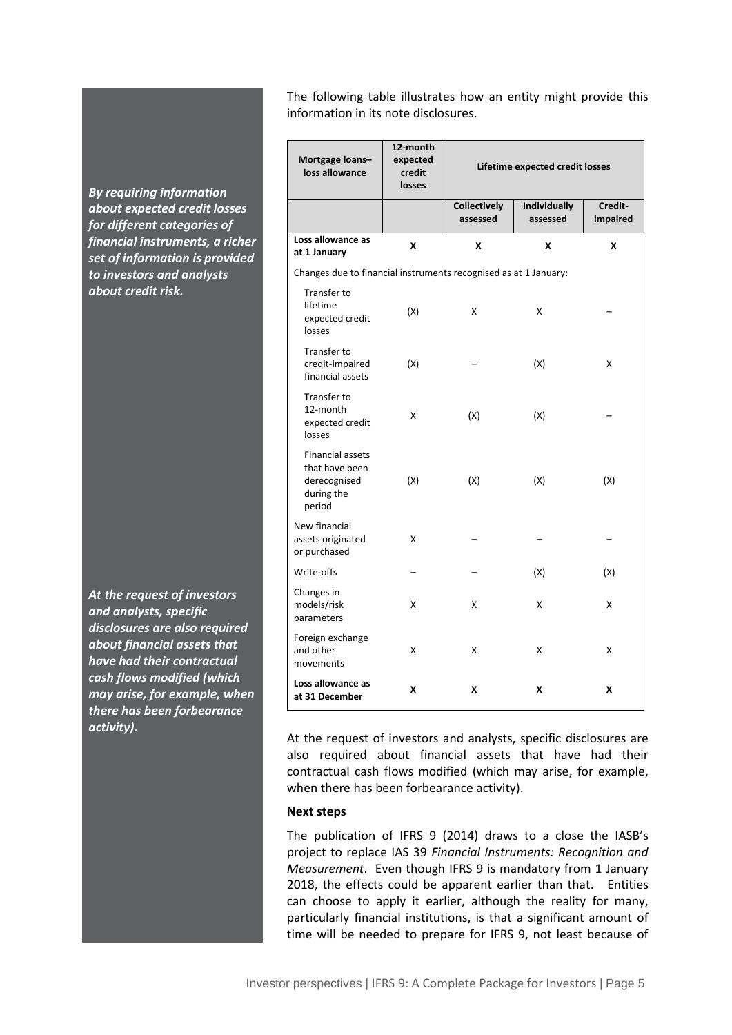*By requiring information about expected credit losses for different categories of financial instruments, a richer set of information is provided to investors and analysts about credit risk.*

The following table illustrates how an entity might provide this information in its note disclosures.

| Mortgage loans–loss allowance | 12-month expected credit losses | Lifetime expected credit losses | | |
|---|---|---|---|---|
| | | Collectively assessed | Individually assessed | Credit-impaired |
| **Loss allowance as at 1 January** | **X** | **X** | **X** | **X** |
| Changes due to financial instruments recognised as at 1 January: | | | | |
| Transfer to lifetime expected credit losses | (X) | X | X | – |
| Transfer to credit-impaired financial assets | (X) | – | (X) | X |
| Transfer to 12-month expected credit losses | X | (X) | (X) | – |
| Financial assets that have been derecognised during the period | (X) | (X) | (X) | (X) |
| New financial assets originated or purchased | X | – | – | – |
| Write-offs | – | – | (X) | (X) |
| Changes in models/risk parameters | X | X | X | X |
| Foreign exchange and other movements | X | X | X | X |
| **Loss allowance as at 31 December** | **X** | **X** | **X** | **X** |

*At the request of investors and analysts, specific disclosures are also required about financial assets that have had their contractual cash flows modified (which may arise, for example, when there has been forbearance activity).*

At the request of investors and analysts, specific disclosures are also required about financial assets that have had their contractual cash flows modified (which may arise, for example, when there has been forbearance activity).

**Next steps**

The publication of IFRS 9 (2014) draws to a close the IASB's project to replace IAS 39 *Financial Instruments: Recognition and Measurement*. Even though IFRS 9 is mandatory from 1 January 2018, the effects could be apparent earlier than that. Entities can choose to apply it earlier, although the reality for many, particularly financial institutions, is that a significant amount of time will be needed to prepare for IFRS 9, not least because of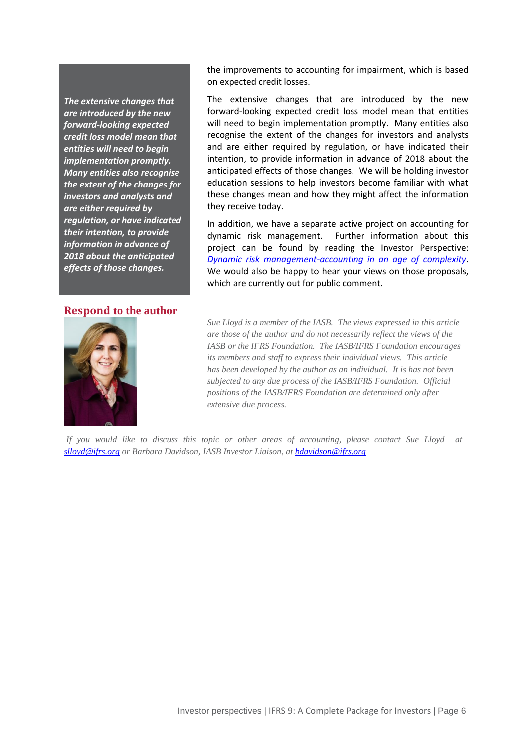the improvements to accounting for impairment, which is based on expected credit losses.

***The extensive changes that are introduced by the new forward-looking expected credit loss model mean that entities will need to begin implementation promptly. Many entities also recognise the extent of the changes for investors and analysts and are either required by regulation, or have indicated their intention, to provide information in advance of 2018 about the anticipated effects of those changes.***

The extensive changes that are introduced by the new forward-looking expected credit loss model mean that entities will need to begin implementation promptly. Many entities also recognise the extent of the changes for investors and analysts and are either required by regulation, or have indicated their intention, to provide information in advance of 2018 about the anticipated effects of those changes. We will be holding investor education sessions to help investors become familiar with what these changes mean and how they might affect the information they receive today.

In addition, we have a separate active project on accounting for dynamic risk management. Further information about this project can be found by reading the Investor Perspective: *Dynamic risk management-accounting in an age of complexity*. We would also be happy to hear your views on those proposals, which are currently out for public comment.

## Respond to the author

*Sue Lloyd is a member of the IASB. The views expressed in this article are those of the author and do not necessarily reflect the views of the IASB or the IFRS Foundation. The IASB/IFRS Foundation encourages its members and staff to express their individual views. This article has been developed by the author as an individual. It is has not been subjected to any due process of the IASB/IFRS Foundation. Official positions of the IASB/IFRS Foundation are determined only after extensive due process.*

*If you would like to discuss this topic or other areas of accounting, please contact Sue Lloyd at slloyd@ifrs.org or Barbara Davidson, IASB Investor Liaison, at bdavidson@ifrs.org*